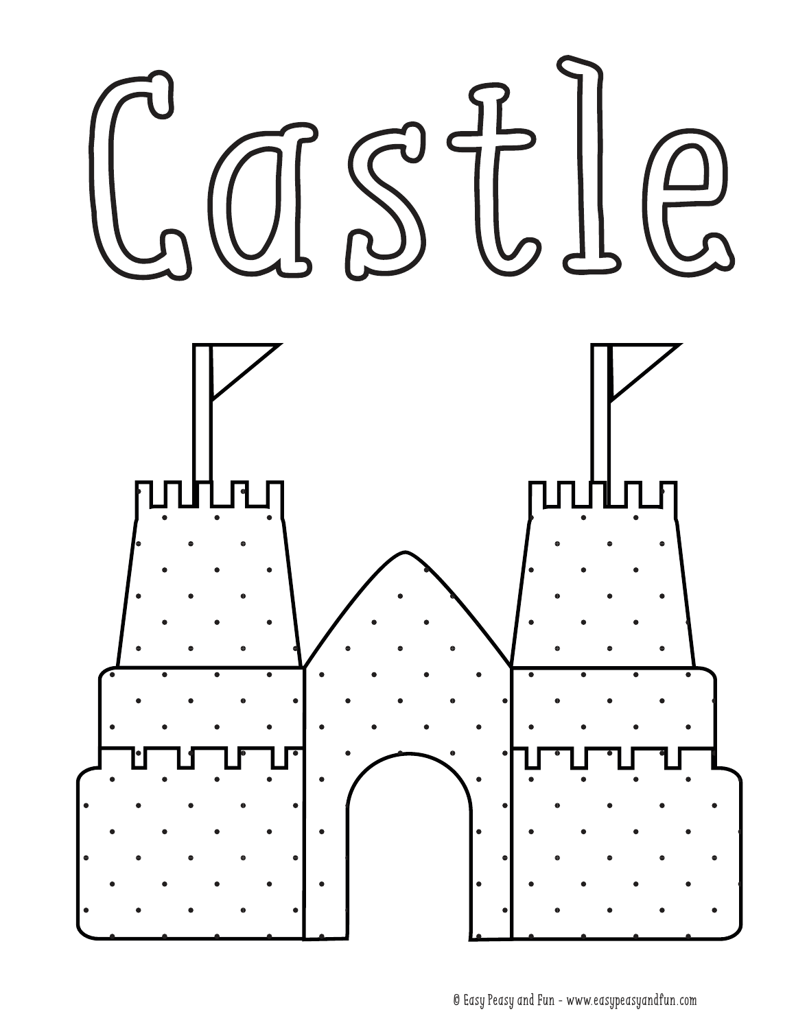# Castle

© Easy Peasy and Fun - www.easypeasyandfun.com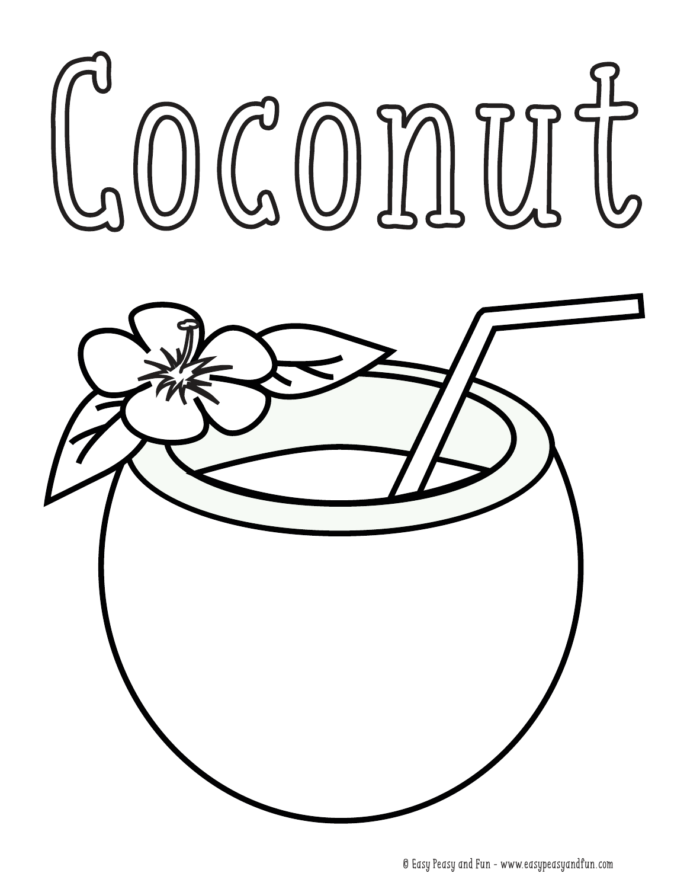# Coconut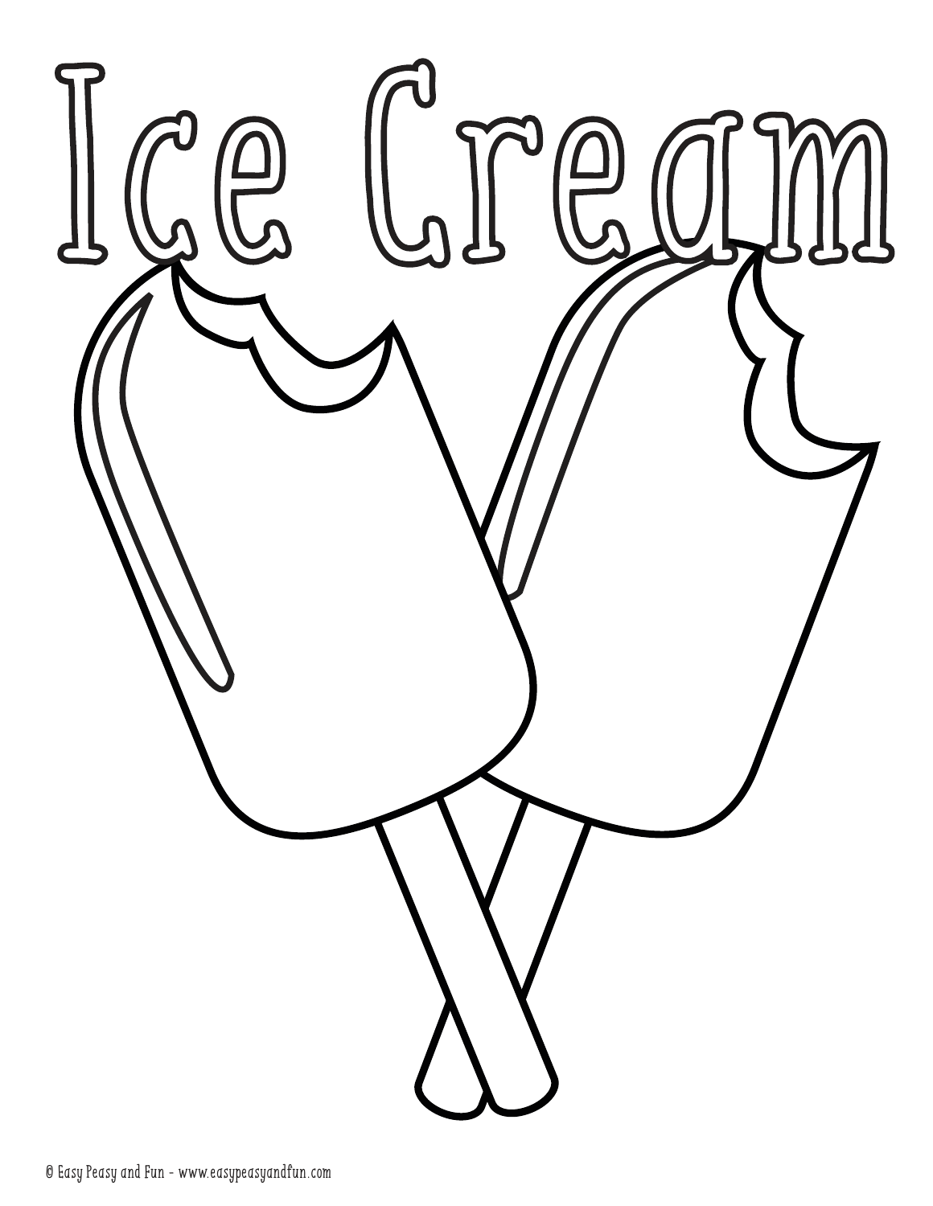# Ice Cream

© Easy Peasy and Fun - www.easypeasyandfun.com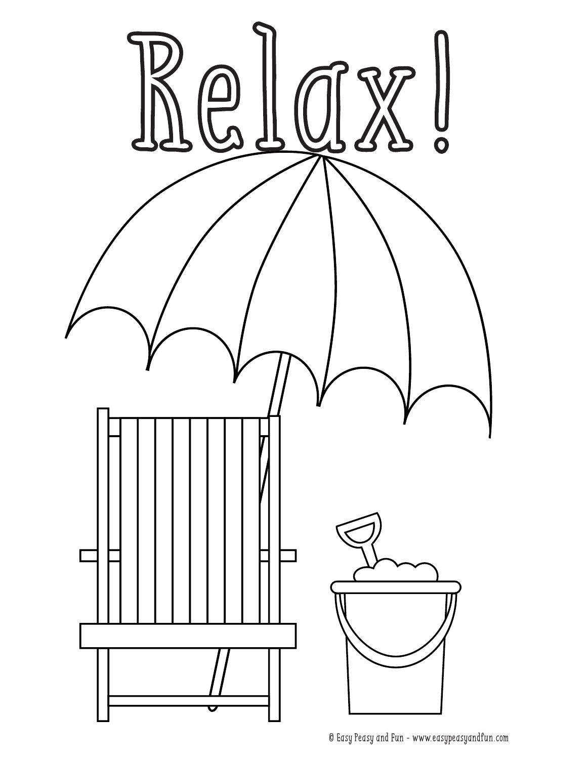# Relax!

© Easy Peasy and Fun - www.easypeasyandfun.com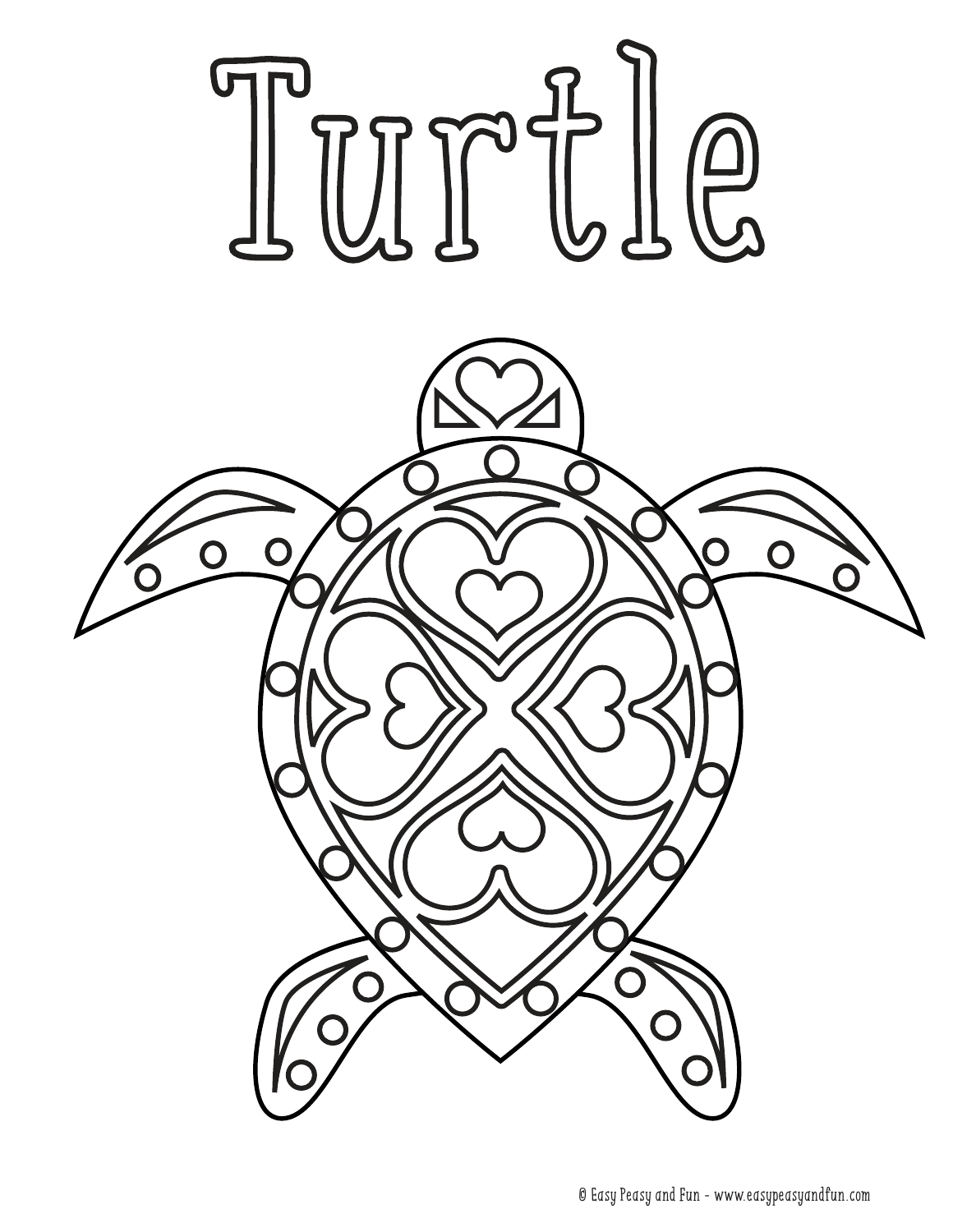# Turtle

© Easy Peasy and Fun - www.easypeasyandfun.com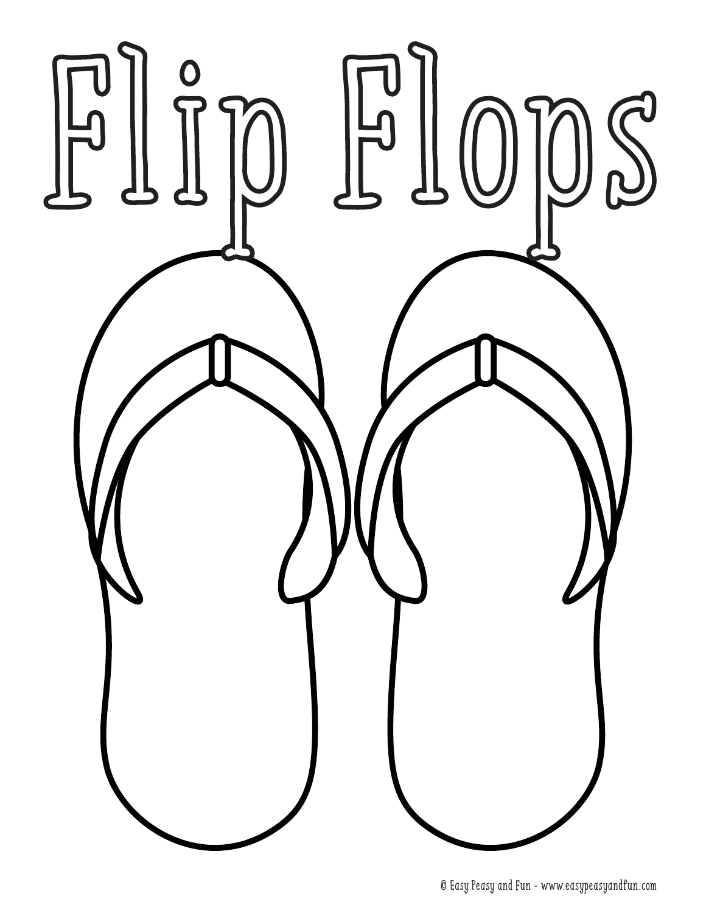# Flip Flops

© Easy Peasy and Fun - www.easypeasyandfun.com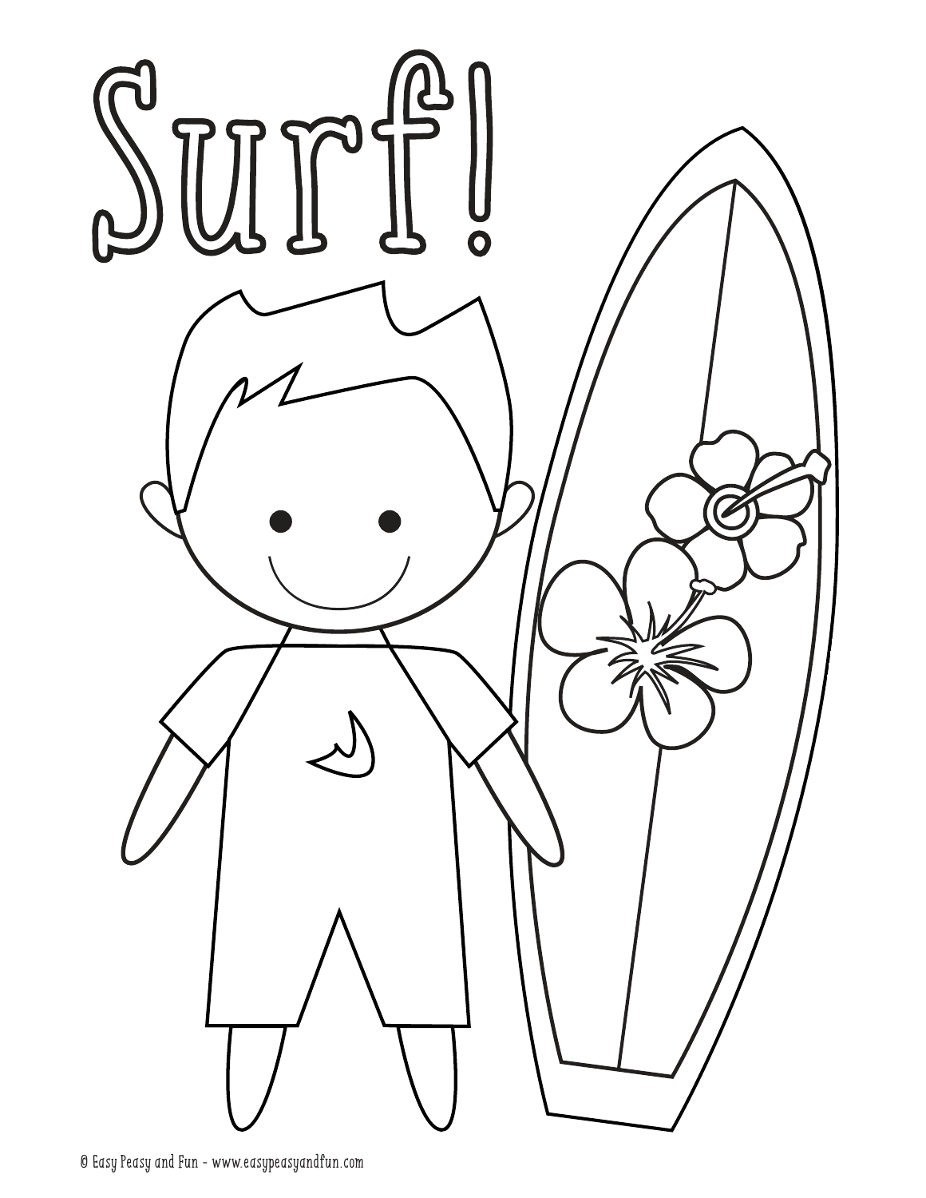# Surf!

© Easy Peasy and Fun - www.easypeasyandfun.com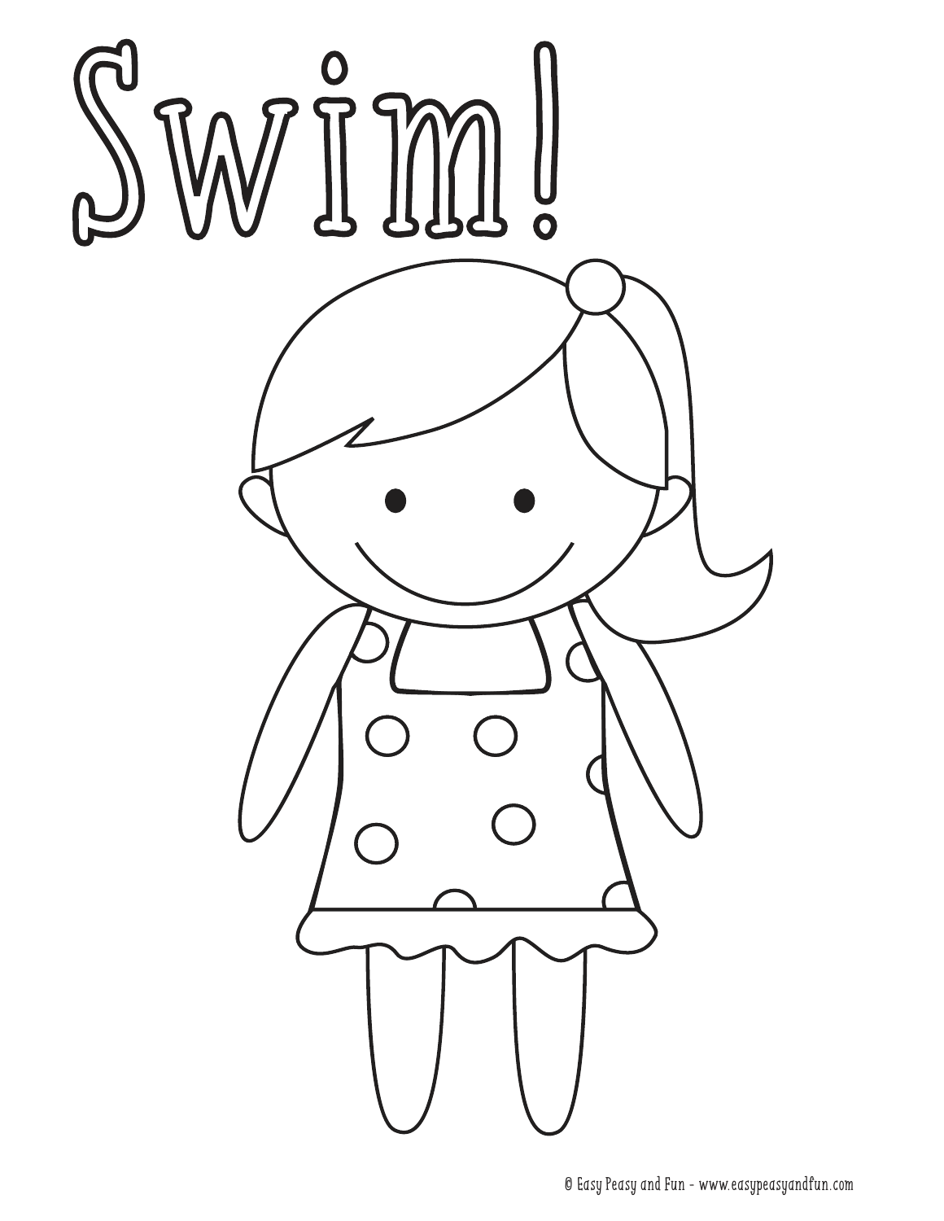# Swim!

© Easy Peasy and Fun - www.easypeasyandfun.com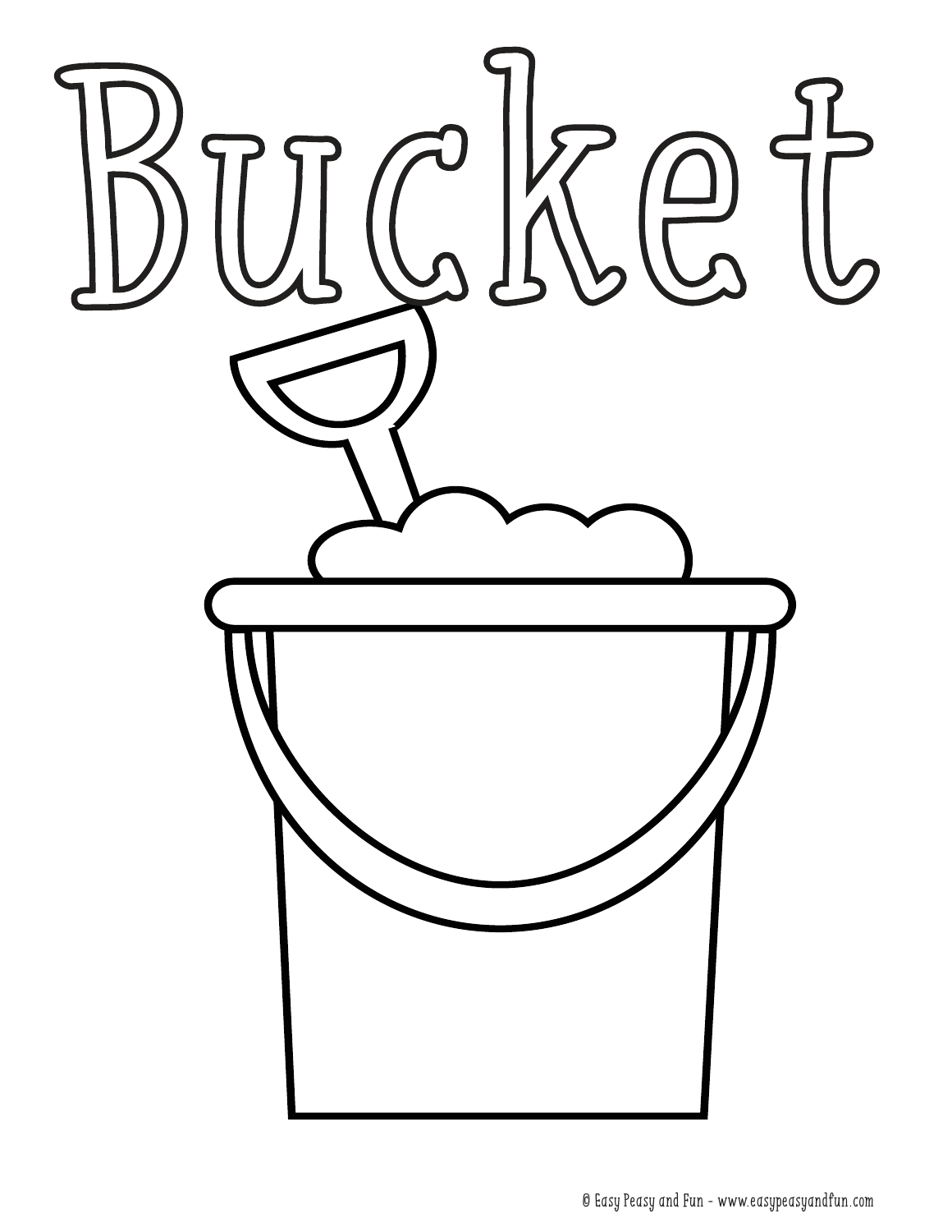# Bucket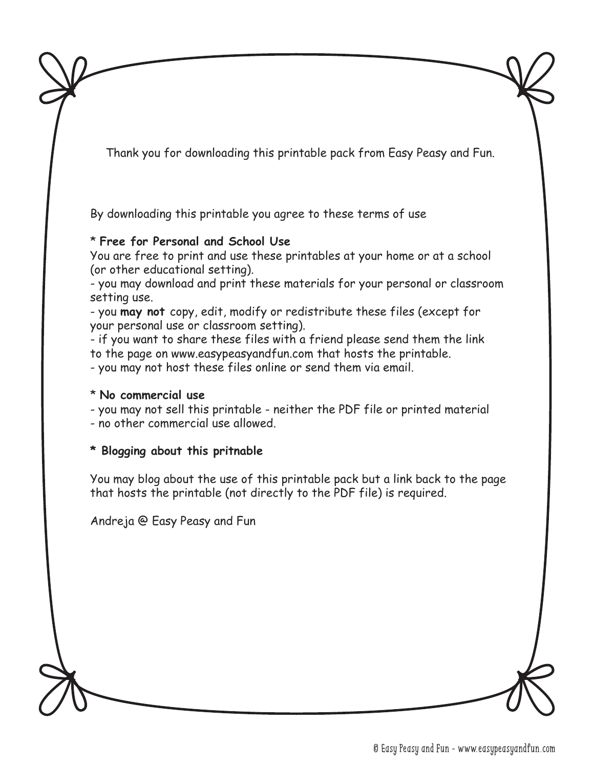Thank you for downloading this printable pack from Easy Peasy and Fun.

By downloading this printable you agree to these terms of use

* **Free for Personal and School Use**
You are free to print and use these printables at your home or at a school (or other educational setting).
- you may download and print these materials for your personal or classroom setting use.
- you **may not** copy, edit, modify or redistribute these files (except for your personal use or classroom setting).
- if you want to share these files with a friend please send them the link to the page on www.easypeasyandfun.com that hosts the printable.
- you may not host these files online or send them via email.

* **No commercial use**
- you may not sell this printable - neither the PDF file or printed material
- no other commercial use allowed.

**\* Blogging about this pritnable**

You may blog about the use of this printable pack but a link back to the page that hosts the printable (not directly to the PDF file) is required.

Andreja @ Easy Peasy and Fun